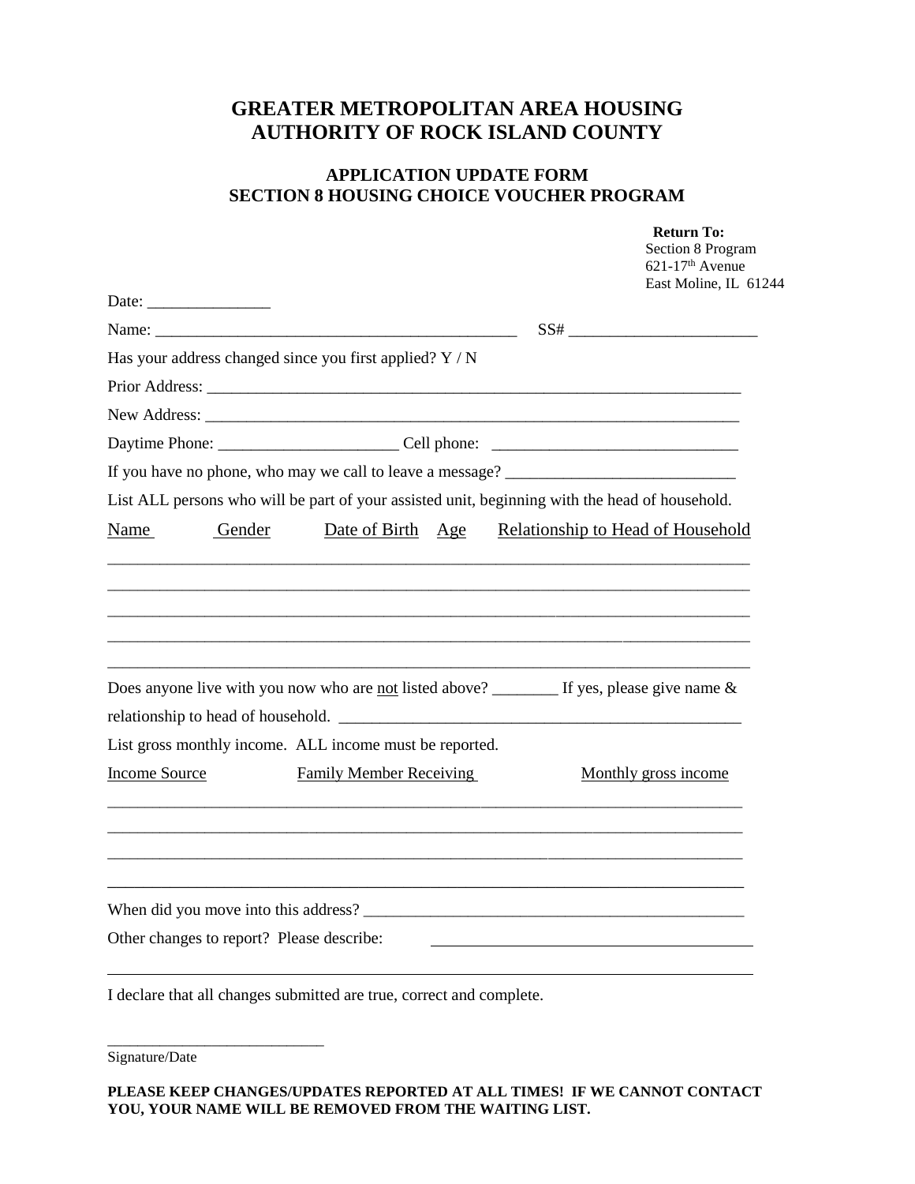# GREATER METROPOLITAN AREA HOUSING AUTHORITY OF ROCK ISLAND COUNTY

## APPLICATION UPDATE FORM
## SECTION 8 HOUSING CHOICE VOUCHER PROGRAM

**Return To:**
Section 8 Program
621-17th Avenue
East Moline, IL 61244

Date: _______________

Name: ____________________________________________ SS# _______________________

Has your address changed since you first applied? Y / N

Prior Address: ____________________________________________________________________

New Address: ____________________________________________________________________

Daytime Phone: _____________________ Cell phone: _____________________________

If you have no phone, who may we call to leave a message? ___________________________

List ALL persons who will be part of your assisted unit, beginning with the head of household.

| Name | Gender | Date of Birth | Age | Relationship to Head of Household |
|---|---|---|---|---|
| | | | | |
| | | | | |
| | | | | |
| | | | | |
| | | | | |

Does anyone live with you now who are not listed above? ________ If yes, please give name & relationship to head of household. __________________________________________________

List gross monthly income. ALL income must be reported.

| Income Source | Family Member Receiving | Monthly gross income |
|---|---|---|
| | | |
| | | |
| | | |
| | | |

When did you move into this address? _______________________________________________

Other changes to report? Please describe: ______________________________________

___________________________________________________________________________

I declare that all changes submitted are true, correct and complete.

___________________________
Signature/Date

**PLEASE KEEP CHANGES/UPDATES REPORTED AT ALL TIMES! IF WE CANNOT CONTACT YOU, YOUR NAME WILL BE REMOVED FROM THE WAITING LIST.**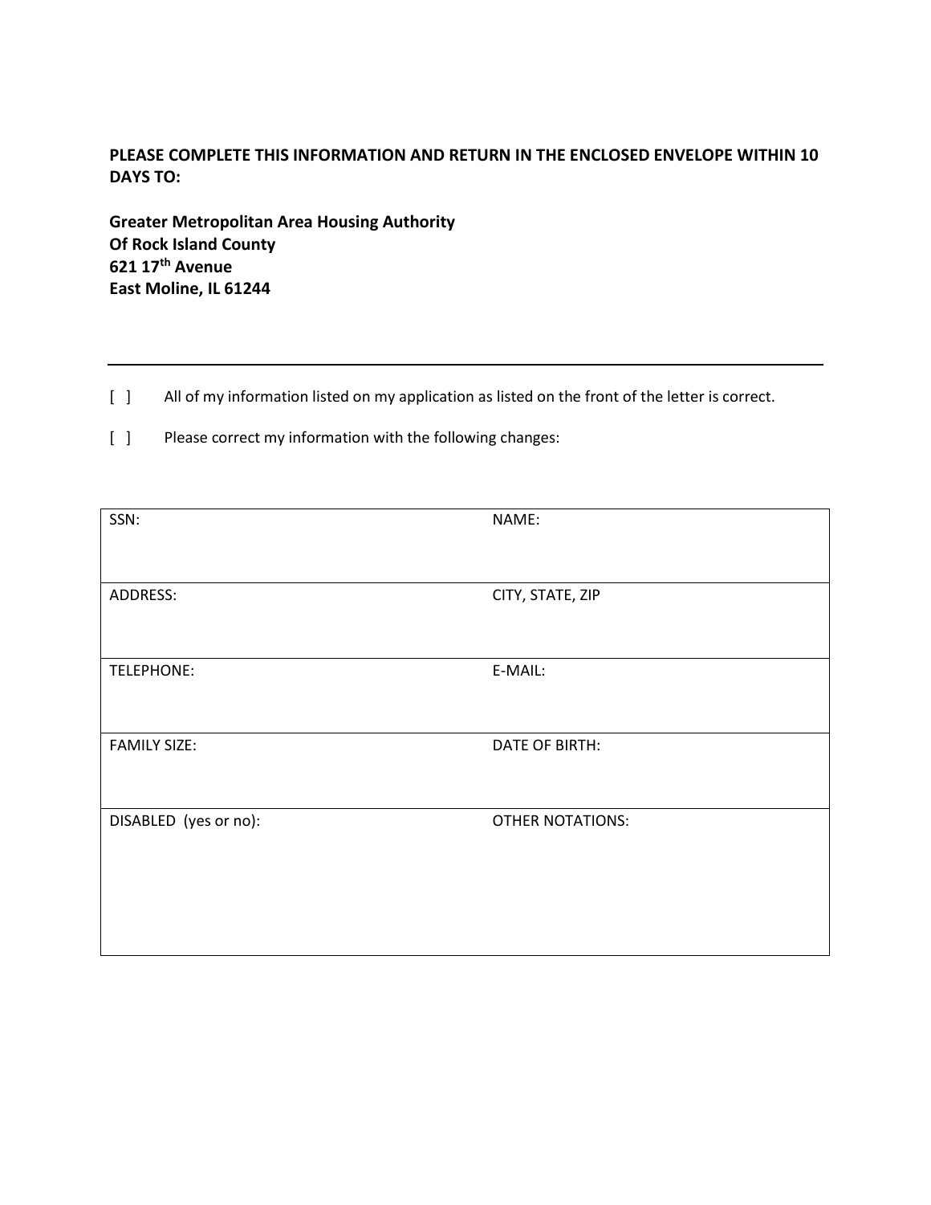**PLEASE COMPLETE THIS INFORMATION AND RETURN IN THE ENCLOSED ENVELOPE WITHIN 10 DAYS TO:**

**Greater Metropolitan Area Housing Authority**
**Of Rock Island County**
**621 17th Avenue**
**East Moline, IL 61244**

---

[ ]     All of my information listed on my application as listed on the front of the letter is correct.

[ ]     Please correct my information with the following changes:

| | |
|---|---|
| SSN: | NAME: |
| ADDRESS: | CITY, STATE, ZIP |
| TELEPHONE: | E-MAIL: |
| FAMILY SIZE: | DATE OF BIRTH: |
| DISABLED (yes or no): | OTHER NOTATIONS: |